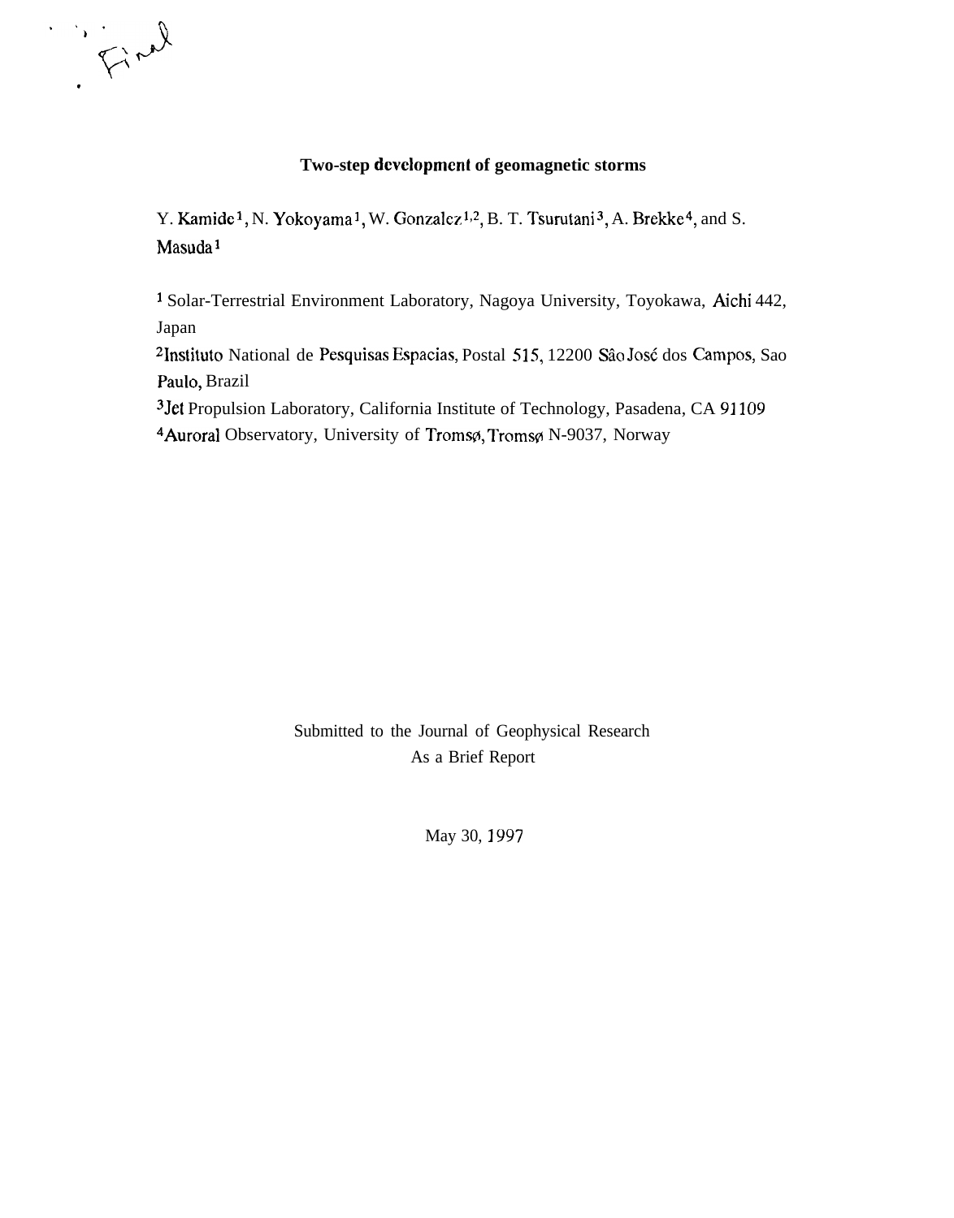# Two-step development of geomagnetic storms

Y. Kamide[1], N. Yokoyama[1], W. Gonzalez[1,2], B. T. Tsurutani[3], A. Brekke[4], and S. Masuda[1]

[1] Solar-Terrestrial Environment Laboratory, Nagoya University, Toyokawa, Aichi 442, Japan

[2] Instituto National de Pesquisas Espacias, Postal 515, 12200 São José dos Campos, Sao Paulo, Brazil

[3] Jet Propulsion Laboratory, California Institute of Technology, Pasadena, CA 91109

[4] Auroral Observatory, University of Tromsø, Tromsø N-9037, Norway

Submitted to the Journal of Geophysical Research
As a Brief Report

May 30, 1997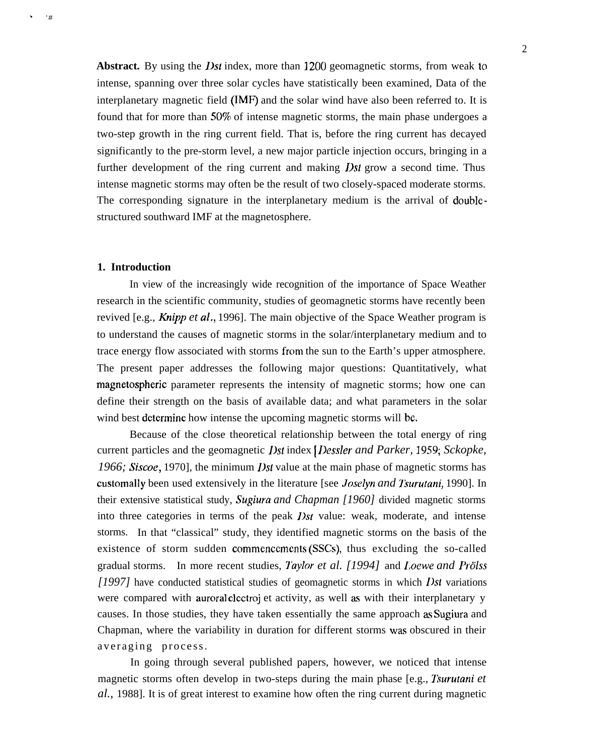**Abstract.** By using the *Dst* index, more than 1200 geomagnetic storms, from weak to intense, spanning over three solar cycles have statistically been examined, Data of the interplanetary magnetic field (IMF) and the solar wind have also been referred to. It is found that for more than 50% of intense magnetic storms, the main phase undergoes a two-step growth in the ring current field. That is, before the ring current has decayed significantly to the pre-storm level, a new major particle injection occurs, bringing in a further development of the ring current and making *Dst* grow a second time. Thus intense magnetic storms may often be the result of two closely-spaced moderate storms. The corresponding signature in the interplanetary medium is the arrival of double-structured southward IMF at the magnetosphere.

## 1. Introduction

In view of the increasingly wide recognition of the importance of Space Weather research in the scientific community, studies of geomagnetic storms have recently been revived [e.g., *Knipp et al.*, 1996]. The main objective of the Space Weather program is to understand the causes of magnetic storms in the solar/interplanetary medium and to trace energy flow associated with storms from the sun to the Earth's upper atmosphere. The present paper addresses the following major questions: Quantitatively, what magnetospheric parameter represents the intensity of magnetic storms; how one can define their strength on the basis of available data; and what parameters in the solar wind best determine how intense the upcoming magnetic storms will be.

Because of the close theoretical relationship between the total energy of ring current particles and the geomagnetic *Dst* index [*Dessler and Parker,* 1959; *Sckopke, 1966; Siscoe*, 1970], the minimum *Dst* value at the main phase of magnetic storms has customally been used extensively in the literature [see *Joselyn and Tsurutani,* 1990]. In their extensive statistical study, *Sugiura and Chapman [1960]* divided magnetic storms into three categories in terms of the peak *Dst* value: weak, moderate, and intense storms. In that "classical" study, they identified magnetic storms on the basis of the existence of storm sudden commencements (SSCs), thus excluding the so-called gradual storms. In more recent studies, *Taylor et al. [1994]* and *Loewe and Prölss [1997]* have conducted statistical studies of geomagnetic storms in which *Dst* variations were compared with auroral electroj et activity, as well as with their interplanetary y causes. In those studies, they have taken essentially the same approach as Sugiura and Chapman, where the variability in duration for different storms was obscured in their averaging process.

In going through several published papers, however, we noticed that intense magnetic storms often develop in two-steps during the main phase [e.g., *Tsurutani et al.*, 1988]. It is of great interest to examine how often the ring current during magnetic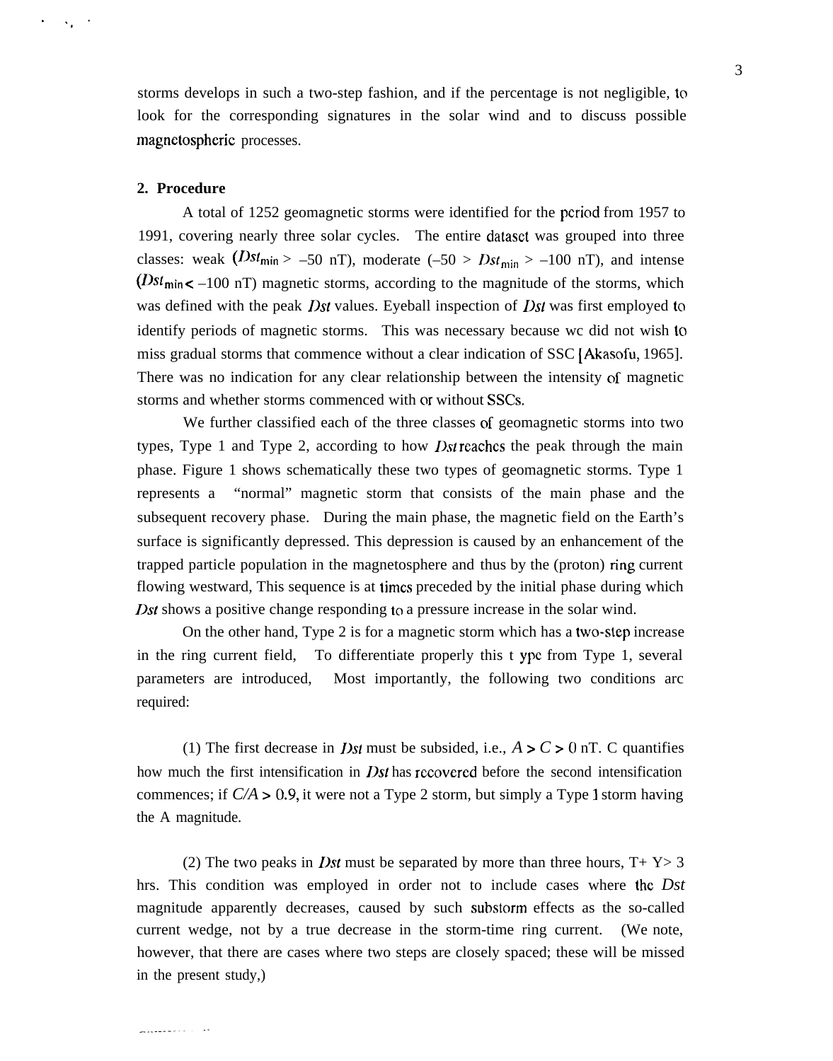storms develops in such a two-step fashion, and if the percentage is not negligible, to look for the corresponding signatures in the solar wind and to discuss possible magnetospheric processes.

## 2. Procedure

A total of 1252 geomagnetic storms were identified for the period from 1957 to 1991, covering nearly three solar cycles. The entire dataset was grouped into three classes: weak ($Dst_{min} > -50$ nT), moderate ($-50 > Dst_{min} > -100$ nT), and intense ($Dst_{min} < -100$ nT) magnetic storms, according to the magnitude of the storms, which was defined with the peak *Dst* values. Eyeball inspection of *Dst* was first employed to identify periods of magnetic storms. This was necessary because wc did not wish to miss gradual storms that commence without a clear indication of SSC [Akasofu, 1965]. There was no indication for any clear relationship between the intensity of magnetic storms and whether storms commenced with or without SSCs.

We further classified each of the three classes of geomagnetic storms into two types, Type 1 and Type 2, according to how *Dst* reaches the peak through the main phase. Figure 1 shows schematically these two types of geomagnetic storms. Type 1 represents a "normal" magnetic storm that consists of the main phase and the subsequent recovery phase. During the main phase, the magnetic field on the Earth's surface is significantly depressed. This depression is caused by an enhancement of the trapped particle population in the magnetosphere and thus by the (proton) ring current flowing westward, This sequence is at times preceded by the initial phase during which *Dst* shows a positive change responding to a pressure increase in the solar wind.

On the other hand, Type 2 is for a magnetic storm which has a two-step increase in the ring current field, To differentiate properly this t ype from Type 1, several parameters are introduced, Most importantly, the following two conditions arc required:

(1) The first decrease in *Dst* must be subsided, i.e., $A > C > 0$ nT. C quantifies how much the first intensification in *Dst* has recovered before the second intensification commences; if $C/A > 0.9$, it were not a Type 2 storm, but simply a Type 1 storm having the A magnitude.

(2) The two peaks in *Dst* must be separated by more than three hours, $T + Y > 3$ hrs. This condition was employed in order not to include cases where the *Dst* magnitude apparently decreases, caused by such substorm effects as the so-called current wedge, not by a true decrease in the storm-time ring current. (We note, however, that there are cases where two steps are closely spaced; these will be missed in the present study,)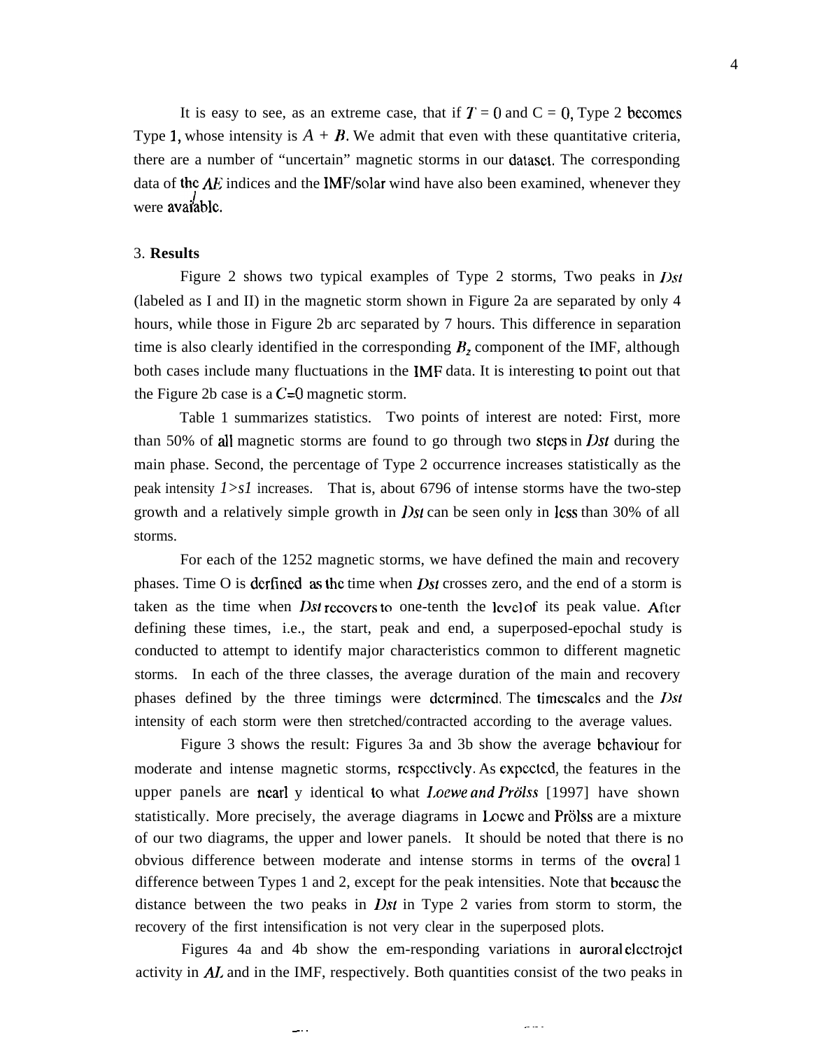It is easy to see, as an extreme case, that if $T$ = 0 and C = 0, Type 2 becomes Type 1, whose intensity is $A + B$. We admit that even with these quantitative criteria, there are a number of "uncertain" magnetic storms in our dataset. The corresponding data of the $AE$ indices and the IMF/solar wind have also been examined, whenever they were available.

3. **Results**

Figure 2 shows two typical examples of Type 2 storms, Two peaks in $Dst$ (labeled as I and II) in the magnetic storm shown in Figure 2a are separated by only 4 hours, while those in Figure 2b arc separated by 7 hours. This difference in separation time is also clearly identified in the corresponding $B_z$ component of the IMF, although both cases include many fluctuations in the IMF data. It is interesting to point out that the Figure 2b case is a $C$=0 magnetic storm.

Table 1 summarizes statistics. Two points of interest are noted: First, more than 50% of all magnetic storms are found to go through two steps in $Dst$ during the main phase. Second, the percentage of Type 2 occurrence increases statistically as the peak intensity *1>s1* increases. That is, about 6796 of intense storms have the two-step growth and a relatively simple growth in $Dst$ can be seen only in less than 30% of all storms.

For each of the 1252 magnetic storms, we have defined the main and recovery phases. Time O is derfined as the time when $Dst$ crosses zero, and the end of a storm is taken as the time when $Dst$ recovers to one-tenth the level of its peak value. After defining these times, i.e., the start, peak and end, a superposed-epochal study is conducted to attempt to identify major characteristics common to different magnetic storms. In each of the three classes, the average duration of the main and recovery phases defined by the three timings were determined. The timescales and the $Dst$ intensity of each storm were then stretched/contracted according to the average values.

Figure 3 shows the result: Figures 3a and 3b show the average behaviour for moderate and intense magnetic storms, respectively. As expected, the features in the upper panels are nearl y identical to what *Loewe and Prölss* [1997] have shown statistically. More precisely, the average diagrams in Loewe and Prölss are a mixture of our two diagrams, the upper and lower panels. It should be noted that there is no obvious difference between moderate and intense storms in terms of the overal 1 difference between Types 1 and 2, except for the peak intensities. Note that because the distance between the two peaks in $Dst$ in Type 2 varies from storm to storm, the recovery of the first intensification is not very clear in the superposed plots.

Figures 4a and 4b show the em-responding variations in auroral electrojet activity in $AL$ and in the IMF, respectively. Both quantities consist of the two peaks in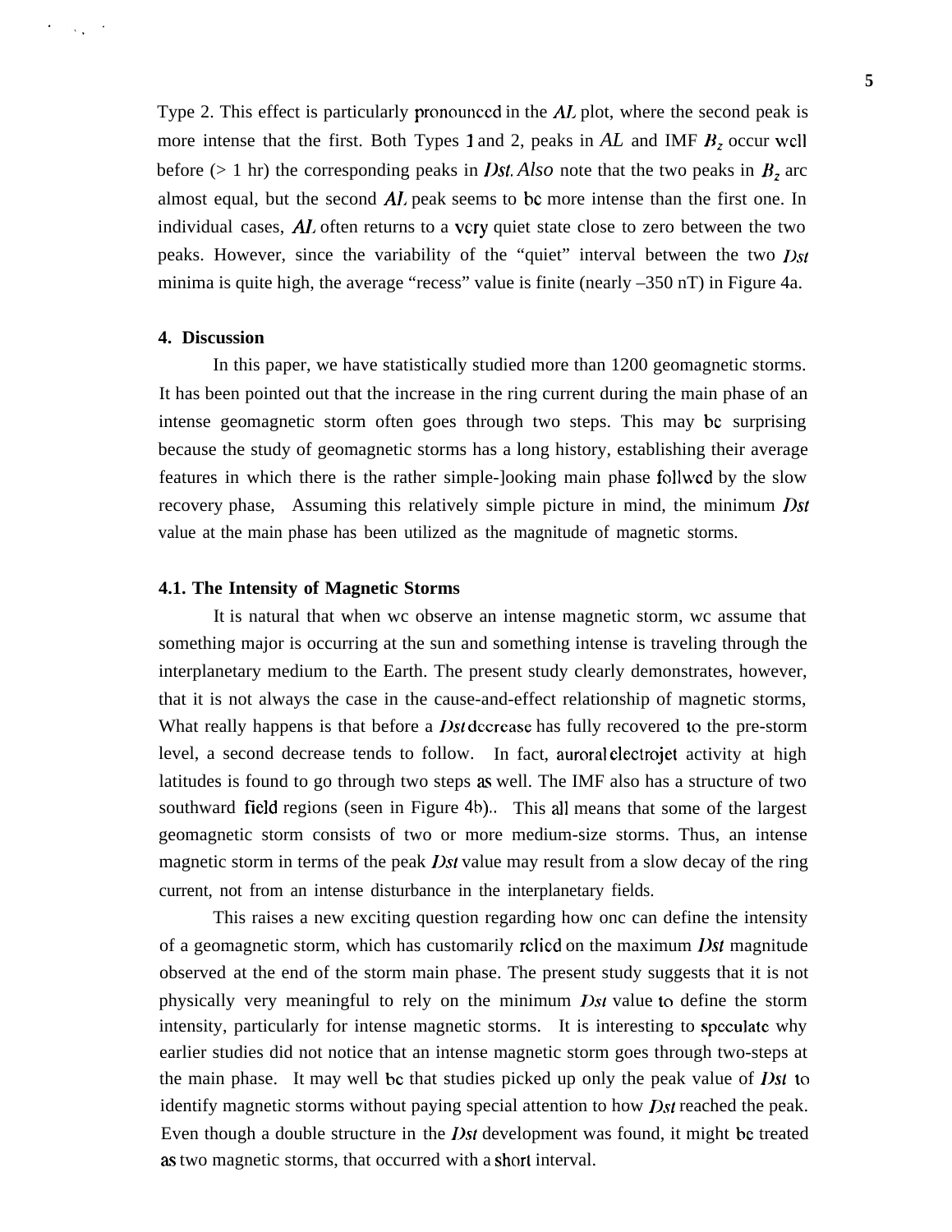Type 2. This effect is particularly pronounced in the *AL* plot, where the second peak is more intense that the first. Both Types 1 and 2, peaks in *AL* and IMF $B_z$ occur well before (> 1 hr) the corresponding peaks in *Dst. Also* note that the two peaks in $B_z$ arc almost equal, but the second *AL* peak seems to bc more intense than the first one. In individual cases, *AL* often returns to a very quiet state close to zero between the two peaks. However, since the variability of the "quiet" interval between the two *Dst* minima is quite high, the average "recess" value is finite (nearly –350 nT) in Figure 4a.

## 4. Discussion

In this paper, we have statistically studied more than 1200 geomagnetic storms. It has been pointed out that the increase in the ring current during the main phase of an intense geomagnetic storm often goes through two steps. This may bc surprising because the study of geomagnetic storms has a long history, establishing their average features in which there is the rather simple-]ooking main phase follwed by the slow recovery phase, Assuming this relatively simple picture in mind, the minimum *Dst* value at the main phase has been utilized as the magnitude of magnetic storms.

### 4.1. The Intensity of Magnetic Storms

It is natural that when wc observe an intense magnetic storm, wc assume that something major is occurring at the sun and something intense is traveling through the interplanetary medium to the Earth. The present study clearly demonstrates, however, that it is not always the case in the cause-and-effect relationship of magnetic storms, What really happens is that before a *Dst* decrease has fully recovered to the pre-storm level, a second decrease tends to follow. In fact, auroral electrojet activity at high latitudes is found to go through two steps as well. The IMF also has a structure of two southward field regions (seen in Figure 4b).. This all means that some of the largest geomagnetic storm consists of two or more medium-size storms. Thus, an intense magnetic storm in terms of the peak *Dst* value may result from a slow decay of the ring current, not from an intense disturbance in the interplanetary fields.

This raises a new exciting question regarding how onc can define the intensity of a geomagnetic storm, which has customarily relied on the maximum *Dst* magnitude observed at the end of the storm main phase. The present study suggests that it is not physically very meaningful to rely on the minimum *Dst* value to define the storm intensity, particularly for intense magnetic storms. It is interesting to speculate why earlier studies did not notice that an intense magnetic storm goes through two-steps at the main phase. It may well bc that studies picked up only the peak value of *Dst* to identify magnetic storms without paying special attention to how *Dst* reached the peak. Even though a double structure in the *Dst* development was found, it might bc treated as two magnetic storms, that occurred with a short interval.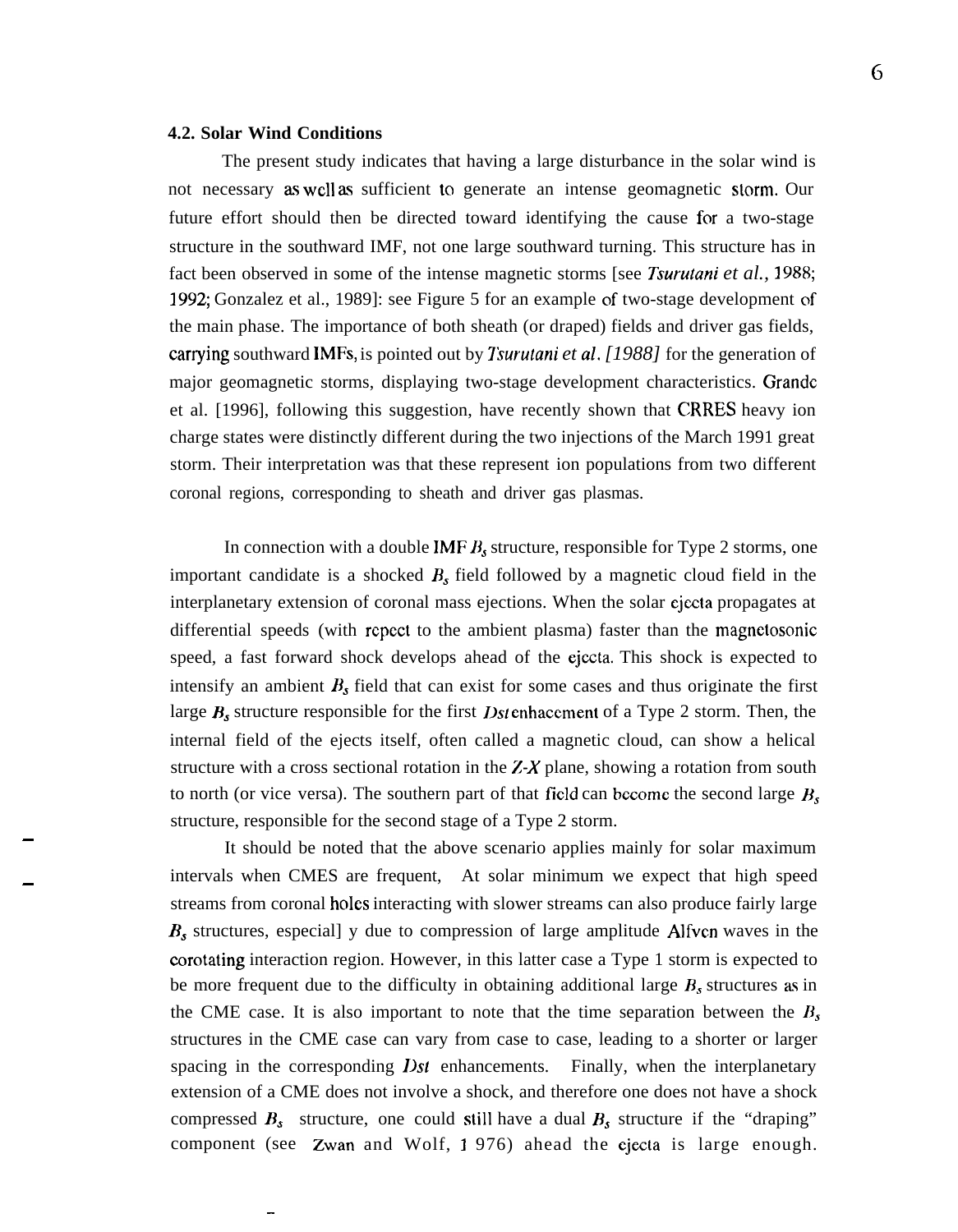### 4.2. Solar Wind Conditions

The present study indicates that having a large disturbance in the solar wind is not necessary as well as sufficient to generate an intense geomagnetic storm. Our future effort should then be directed toward identifying the cause for a two-stage structure in the southward IMF, not one large southward turning. This structure has in fact been observed in some of the intense magnetic storms [see *Tsurutani et al.,* 1988; 1992; Gonzalez et al., 1989]: see Figure 5 for an example of two-stage development of the main phase. The importance of both sheath (or draped) fields and driver gas fields, carrying southward IMFs, is pointed out by *Tsurutani et al. [1988]* for the generation of major geomagnetic storms, displaying two-stage development characteristics. Grande et al. [1996], following this suggestion, have recently shown that CRRES heavy ion charge states were distinctly different during the two injections of the March 1991 great storm. Their interpretation was that these represent ion populations from two different coronal regions, corresponding to sheath and driver gas plasmas.

In connection with a double IMF $B_s$ structure, responsible for Type 2 storms, one important candidate is a shocked $B_s$ field followed by a magnetic cloud field in the interplanetary extension of coronal mass ejections. When the solar ejecta propagates at differential speeds (with repect to the ambient plasma) faster than the magnetosonic speed, a fast forward shock develops ahead of the ejecta. This shock is expected to intensify an ambient $B_s$ field that can exist for some cases and thus originate the first large $B_s$ structure responsible for the first *Dst* enhancement of a Type 2 storm. Then, the internal field of the ejects itself, often called a magnetic cloud, can show a helical structure with a cross sectional rotation in the *Z-X* plane, showing a rotation from south to north (or vice versa). The southern part of that field can become the second large $B_s$ structure, responsible for the second stage of a Type 2 storm.

It should be noted that the above scenario applies mainly for solar maximum intervals when CMES are frequent, At solar minimum we expect that high speed streams from coronal holes interacting with slower streams can also produce fairly large $B_s$ structures, especial] y due to compression of large amplitude Alfven waves in the corotating interaction region. However, in this latter case a Type 1 storm is expected to be more frequent due to the difficulty in obtaining additional large $B_s$ structures as in the CME case. It is also important to note that the time separation between the $B_s$ structures in the CME case can vary from case to case, leading to a shorter or larger spacing in the corresponding *Dst* enhancements. Finally, when the interplanetary extension of a CME does not involve a shock, and therefore one does not have a shock compressed $B_s$ structure, one could still have a dual $B_s$ structure if the "draping" component (see Zwan and Wolf, 1 976) ahead the ejecta is large enough.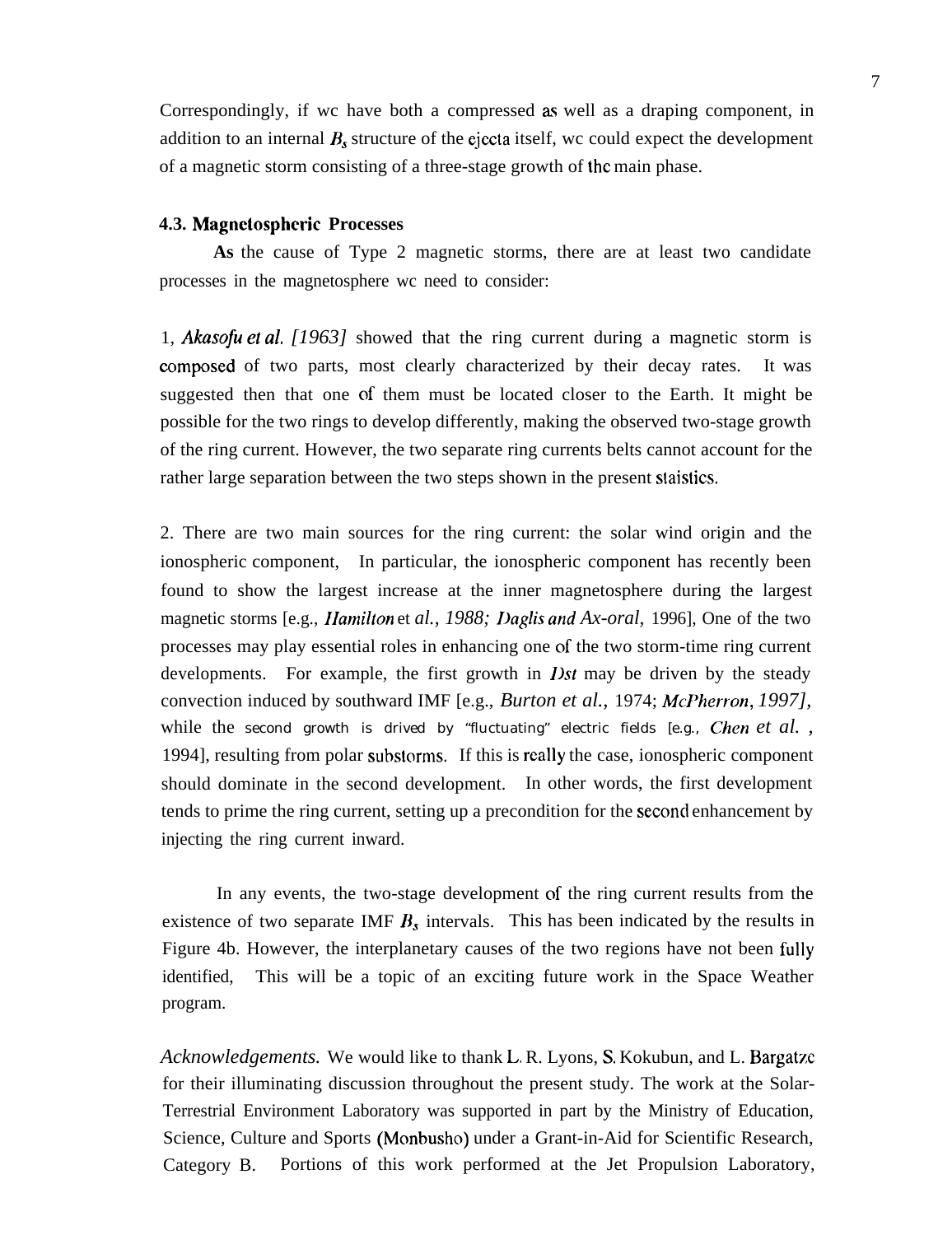Correspondingly, if wc have both a compressed as well as a draping component, in addition to an internal $B_s$ structure of the ejccta itself, wc could expect the development of a magnetic storm consisting of a three-stage growth of the main phase.

### 4.3. Magnetospheric Processes

**As** the cause of Type 2 magnetic storms, there are at least two candidate processes in the magnetosphere wc need to consider:

1, *Akasofu et al. [1963]* showed that the ring current during a magnetic storm is composed of two parts, most clearly characterized by their decay rates. It was suggested then that one of them must be located closer to the Earth. It might be possible for the two rings to develop differently, making the observed two-stage growth of the ring current. However, the two separate ring currents belts cannot account for the rather large separation between the two steps shown in the present staistics.

2. There are two main sources for the ring current: the solar wind origin and the ionospheric component, In particular, the ionospheric component has recently been found to show the largest increase at the inner magnetosphere during the largest magnetic storms [e.g., *Hamilton* et *al., 1988; Daglis and Ax-oral,* 1996], One of the two processes may play essential roles in enhancing one of the two storm-time ring current developments. For example, the first growth in *Dst* may be driven by the steady convection induced by southward IMF [e.g., *Burton et al.,* 1974; *McPherron, 1997],* while the second growth is drived by "fluctuating" electric fields [e.g., *Chen et al.* , 1994], resulting from polar substorms. If this is really the case, ionospheric component should dominate in the second development. In other words, the first development tends to prime the ring current, setting up a precondition for the second enhancement by injecting the ring current inward.

In any events, the two-stage development of the ring current results from the existence of two separate IMF $B_s$ intervals. This has been indicated by the results in Figure 4b. However, the interplanetary causes of the two regions have not been fully identified, This will be a topic of an exciting future work in the Space Weather program.

*Acknowledgements.* We would like to thank L. R. Lyons, S. Kokubun, and L. Bargatze for their illuminating discussion throughout the present study. The work at the Solar-Terrestrial Environment Laboratory was supported in part by the Ministry of Education, Science, Culture and Sports (Monbusho) under a Grant-in-Aid for Scientific Research, Category B. Portions of this work performed at the Jet Propulsion Laboratory,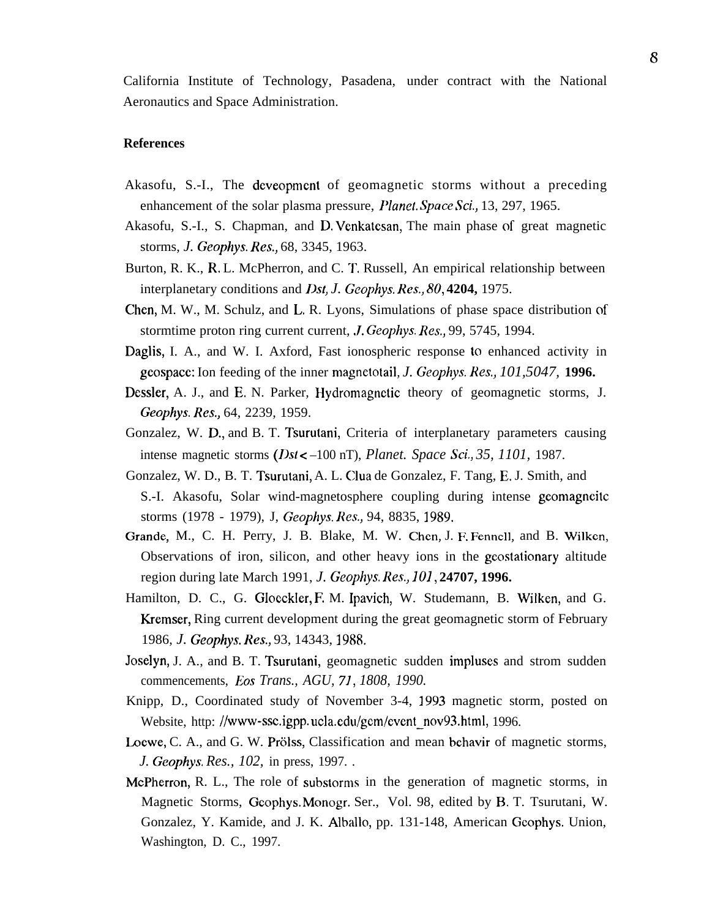California Institute of Technology, Pasadena, under contract with the National Aeronautics and Space Administration.

**References**

Akasofu, S.-I., The deveopment of geomagnetic storms without a preceding enhancement of the solar plasma pressure, *Planet. Space Sci.,* 13, 297, 1965.

Akasofu, S.-I., S. Chapman, and D. Venkatesan, The main phase of great magnetic storms, *J. Geophys. Res.,* 68, 3345, 1963.

Burton, R. K., R. L. McPherron, and C. T. Russell, An empirical relationship between interplanetary conditions and *Dst, J. Geophys. Res., 80*, **4204,** 1975.

Chen, M. W., M. Schulz, and L. R. Lyons, Simulations of phase space distribution of stormtime proton ring current current, *J. Geophys. Res.,* 99, 5745, 1994.

Daglis, I. A., and W. I. Axford, Fast ionospheric response to enhanced activity in geospace: Ion feeding of the inner magnetotail, *J. Geophys. Res., 101,5047,* **1996.**

Dessler, A. J., and E. N. Parker, Hydromagnetic theory of geomagnetic storms, J. *Geophys. Res.,* 64, 2239, 1959.

Gonzalez, W. D., and B. T. Tsurutani, Criteria of interplanetary parameters causing intense magnetic storms (*Dst* < –100 nT), *Planet. Space Sci., 35, 1101,* 1987.

Gonzalez, W. D., B. T. Tsurutani, A. L. Clua de Gonzalez, F. Tang, E. J. Smith, and S.-I. Akasofu, Solar wind-magnetosphere coupling during intense geomagneitc storms (1978 - 1979), J, *Geophys. Res.,* 94, 8835, 1989.

Grande, M., C. H. Perry, J. B. Blake, M. W. Chen, J. F. Fennell, and B. Wilken, Observations of iron, silicon, and other heavy ions in the geostationary altitude region during late March 1991, *J. Geophys. Res., 101*, **24707, 1996.**

Hamilton, D. C., G. Gloeckler, F. M. Ipavich, W. Studemann, B. Wilken, and G. Kremser, Ring current development during the great geomagnetic storm of February 1986, *J. Geophys. Res.,* 93, 14343, 1988.

Joselyn, J. A., and B. T. Tsurutani, geomagnetic sudden impluses and strom sudden commencements, *Eos Trans., AGU, 71*, *1808, 1990.*

Knipp, D., Coordinated study of November 3-4, 1993 magnetic storm, posted on Website, http: //www-ssc.igpp.ucla.edu/gem/event_nov93.html, 1996.

Loewe, C. A., and G. W. Prölss, Classification and mean behavir of magnetic storms, *J. Geophys. Res., 102,* in press, 1997. .

McPherron, R. L., The role of substorms in the generation of magnetic storms, in Magnetic Storms, Geophys. Monogr. Ser., Vol. 98, edited by B. T. Tsurutani, W. Gonzalez, Y. Kamide, and J. K. Alballo, pp. 131-148, American Geophys. Union, Washington, D. C., 1997.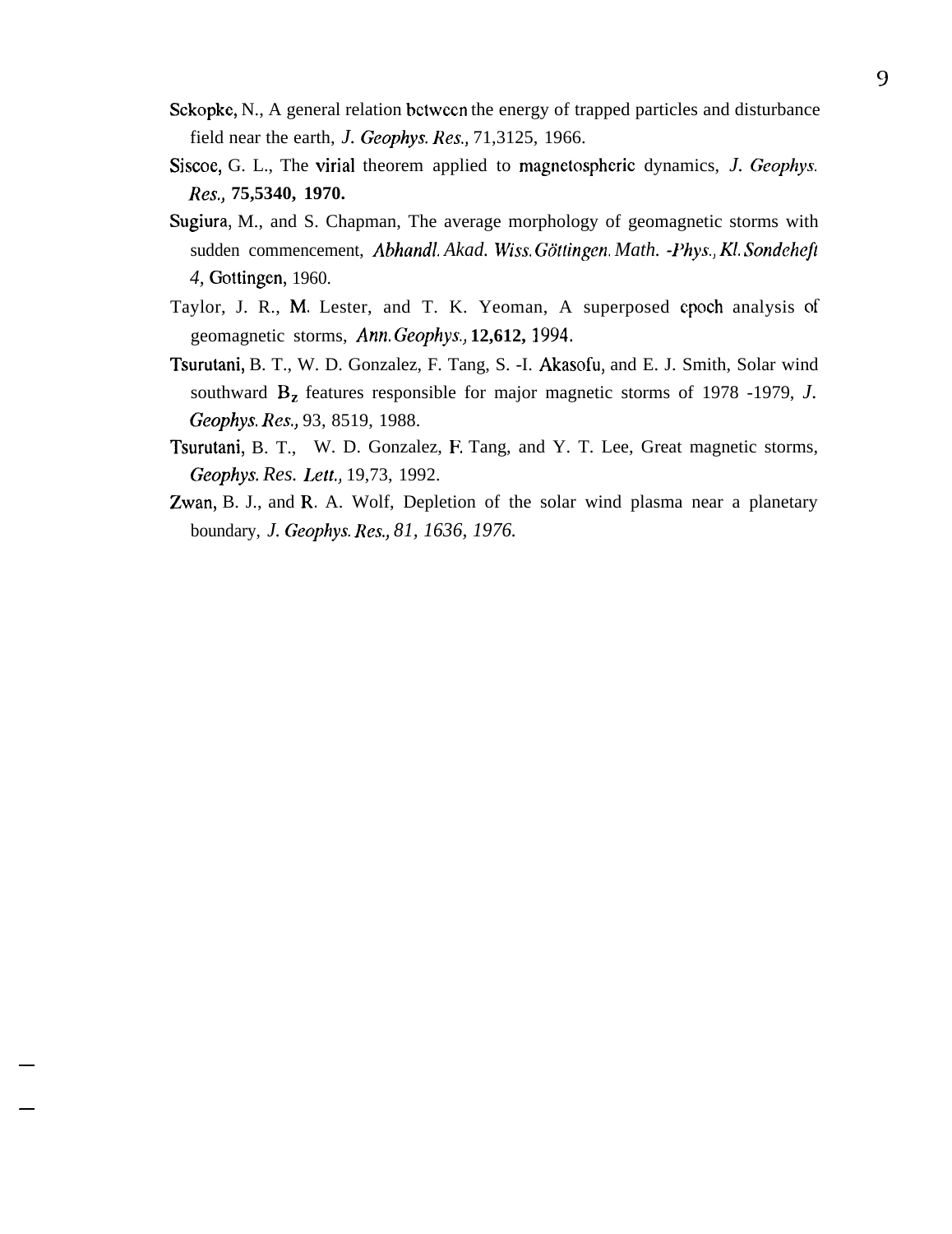Sckopke, N., A general relation bctwccn the energy of trapped particles and disturbance field near the earth, *J. Geophys. Res.,* 71,3125, 1966.

Siscoe, G. L., The virial theorem applied to magnetospheric dynamics, *J. Geophys. Res.,* **75,5340, 1970.**

Sugiura, M., and S. Chapman, The average morphology of geomagnetic storms with sudden commencement, *Abhandl. Akad. Wiss. Göttingen. Math. -Phys., Kl. Sondeheft 4*, Gottingen, 1960.

Taylor, J. R., M. Lester, and T. K. Yeoman, A superposed cpoch analysis of geomagnetic storms, *Ann. Geophys.,* **12,612,** 1994.

Tsurutani, B. T., W. D. Gonzalez, F. Tang, S. -I. Akasofu, and E. J. Smith, Solar wind southward $B_z$ features responsible for major magnetic storms of 1978 -1979, *J. Geophys. Res.,* 93, 8519, 1988.

Tsurutani, B. T., W. D. Gonzalez, F. Tang, and Y. T. Lee, Great magnetic storms, *Geophys. Res. Lett.,* 19,73, 1992.

Zwan, B. J., and R. A. Wolf, Depletion of the solar wind plasma near a planetary boundary, *J. Geophys. Res., 81, 1636, 1976.*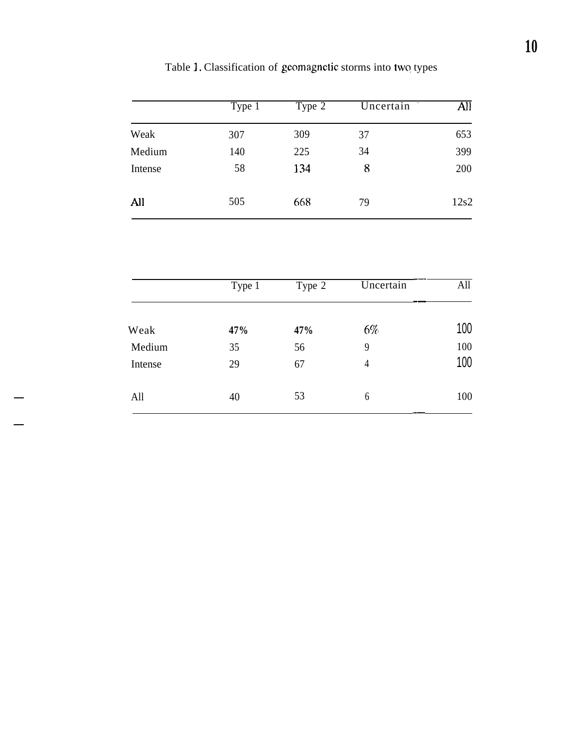Table 1. Classification of geomagnetic storms into two types

| | Type 1 | Type 2 | Uncertain | All |
|---|---|---|---|---|
| Weak | 307 | 309 | 37 | 653 |
| Medium | 140 | 225 | 34 | 399 |
| Intense | 58 | 134 | 8 | 200 |
| All | 505 | 668 | 79 | 12s2 |

| | Type 1 | Type 2 | Uncertain | All |
|---|---|---|---|---|
| Weak | **47%** | **47%** | 6% | 100 |
| Medium | 35 | 56 | 9 | 100 |
| Intense | 29 | 67 | 4 | 100 |
| All | 40 | 53 | 6 | 100 |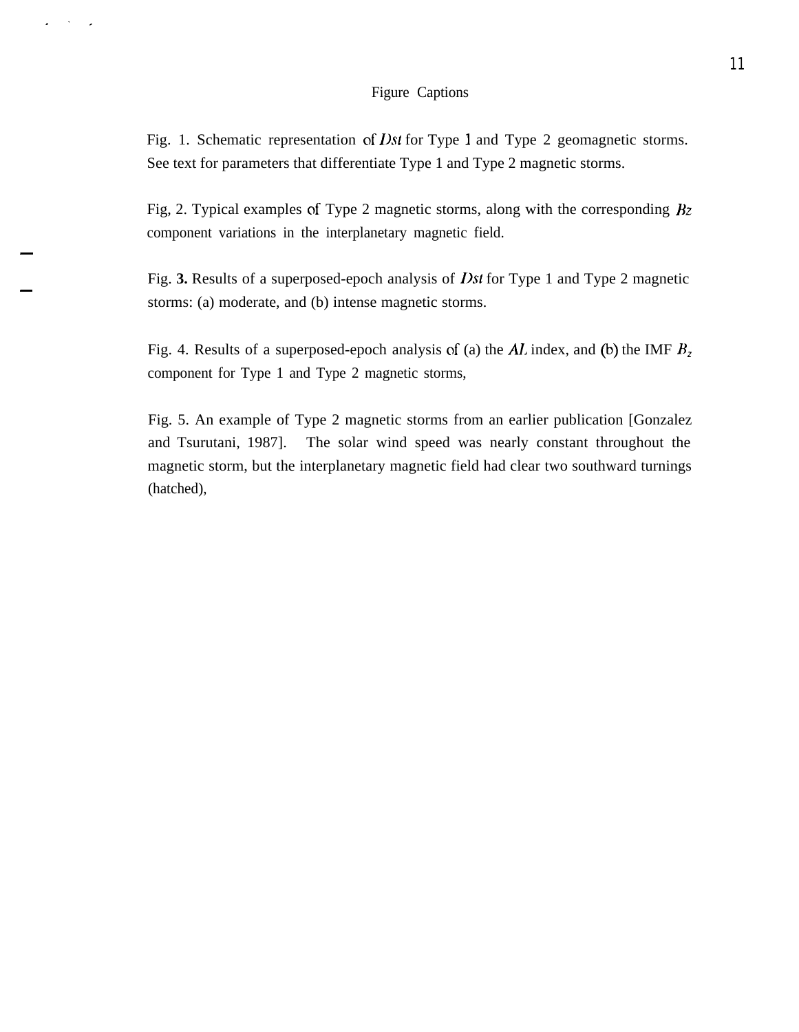# Figure Captions

Fig. 1. Schematic representation of $Dst$ for Type 1 and Type 2 geomagnetic storms. See text for parameters that differentiate Type 1 and Type 2 magnetic storms.

Fig, 2. Typical examples of Type 2 magnetic storms, along with the corresponding $Bz$ component variations in the interplanetary magnetic field.

Fig. **3.** Results of a superposed-epoch analysis of $Dst$ for Type 1 and Type 2 magnetic storms: (a) moderate, and (b) intense magnetic storms.

Fig. 4. Results of a superposed-epoch analysis of (a) the $AL$ index, and (b) the IMF $B_z$ component for Type 1 and Type 2 magnetic storms,

Fig. 5. An example of Type 2 magnetic storms from an earlier publication [Gonzalez and Tsurutani, 1987]. The solar wind speed was nearly constant throughout the magnetic storm, but the interplanetary magnetic field had clear two southward turnings (hatched),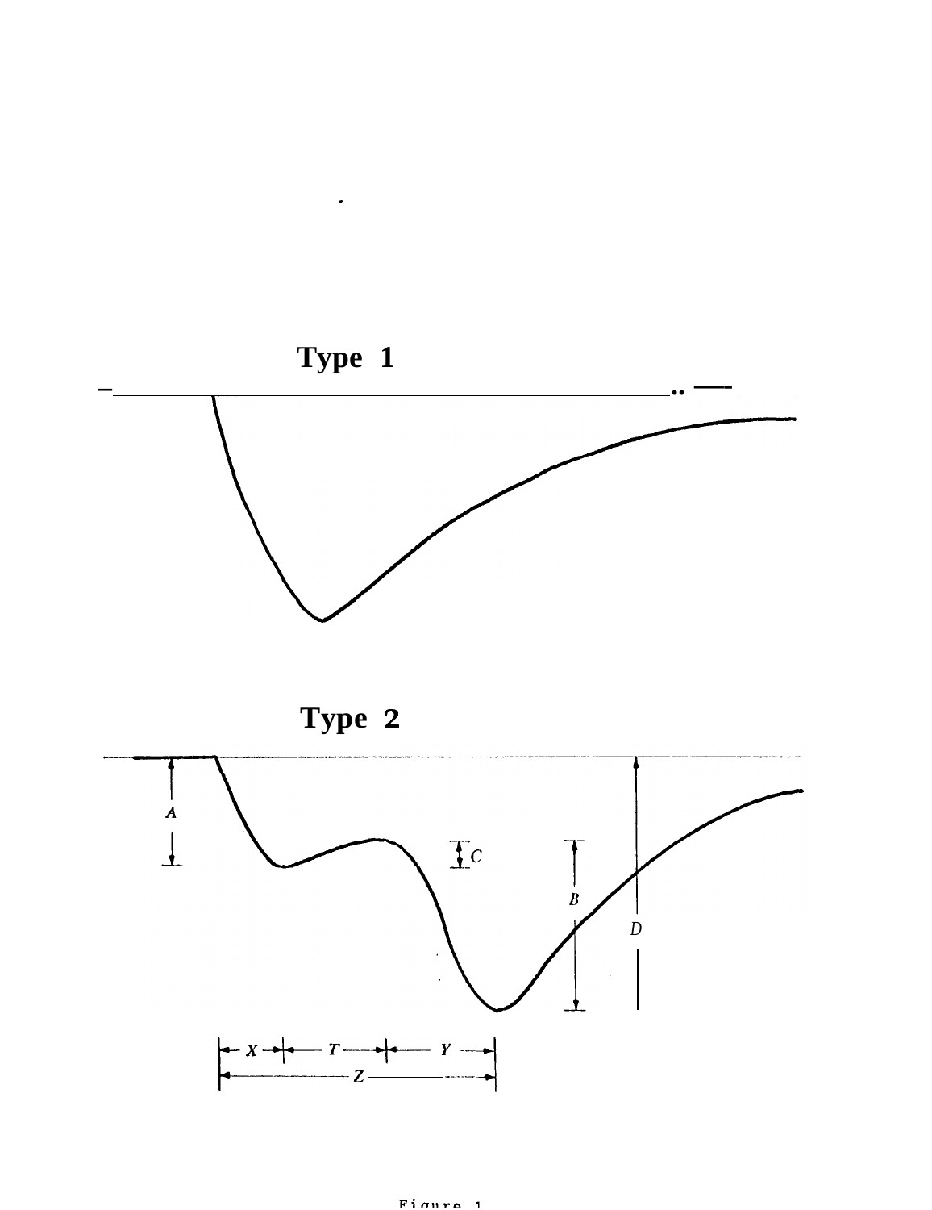Type 1

Type 2

A

C

B

D

X

T

Y

Z

Figure 1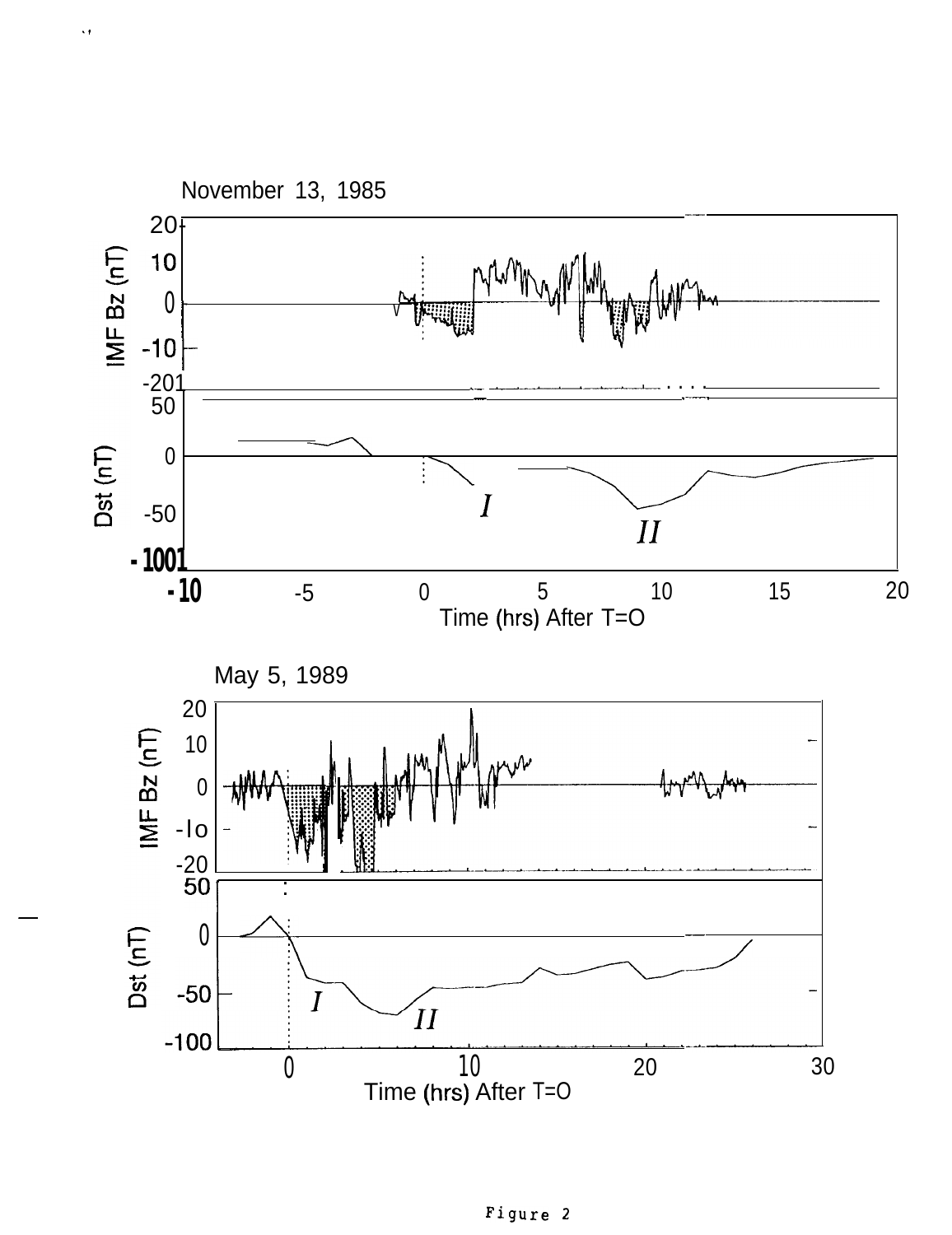November 13, 1985

IMF Bz (nT)

20
10
0
-10
-201

Dst (nT)

50
0
-50
-1001

I

II

-10 -5 0 5 10 15 20

Time (hrs) After T=O

May 5, 1989

IMF Bz (nT)

20
10
0
-1o
-20

Dst (nT)

50
0
-50
-100

I

II

0 10 20 30

Time (hrs) After T=O

Figure 2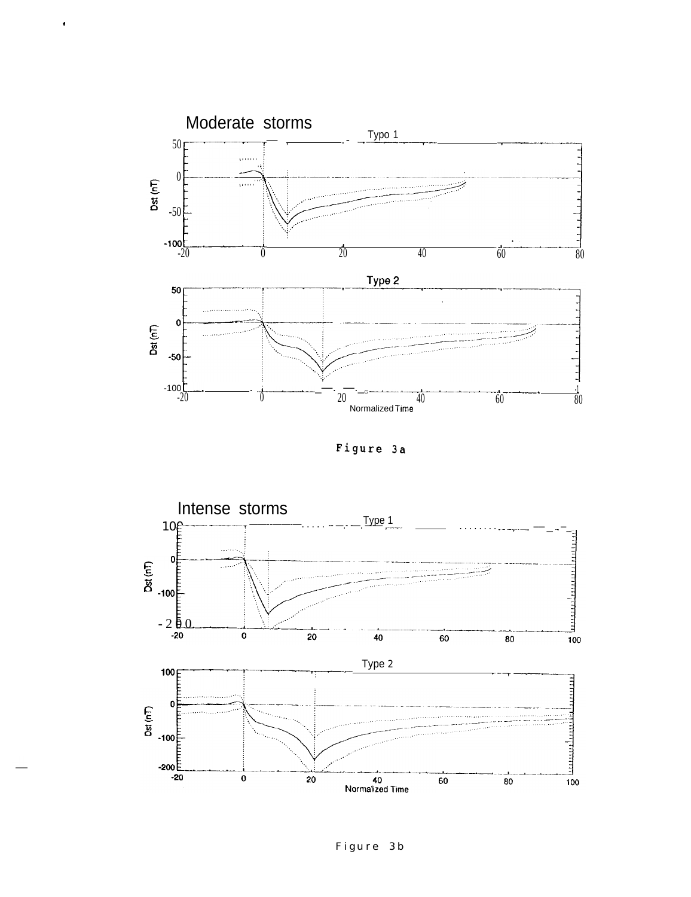Moderate storms

Typo 1

50

0

-50

-100

Dst (nT)

-20 0 20 40 60 80

Type 2

50

0

-50

-100

Dst (nT)

-20 0 20 40 60 80

Normalized Time

Figure 3a

Intense storms

Type 1

100

0

-100

-200

Dst (nT)

-20 0 20 40 60 80 100

Type 2

100

0

-100

-200

Dst (nT)

-20 0 20 40 60 80 100

Normalized Time

Figure 3b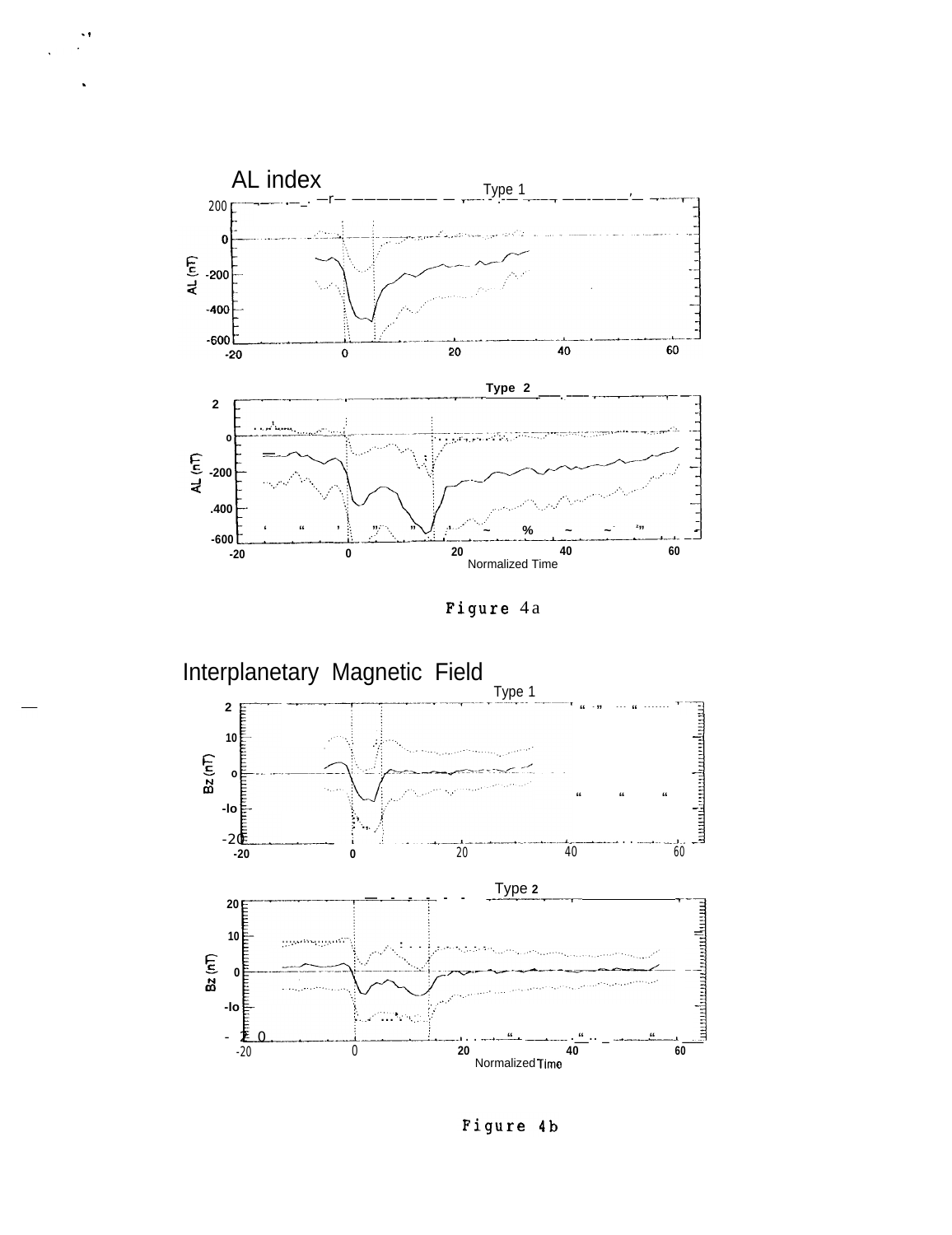**Figure 4a**

**Figure 4b**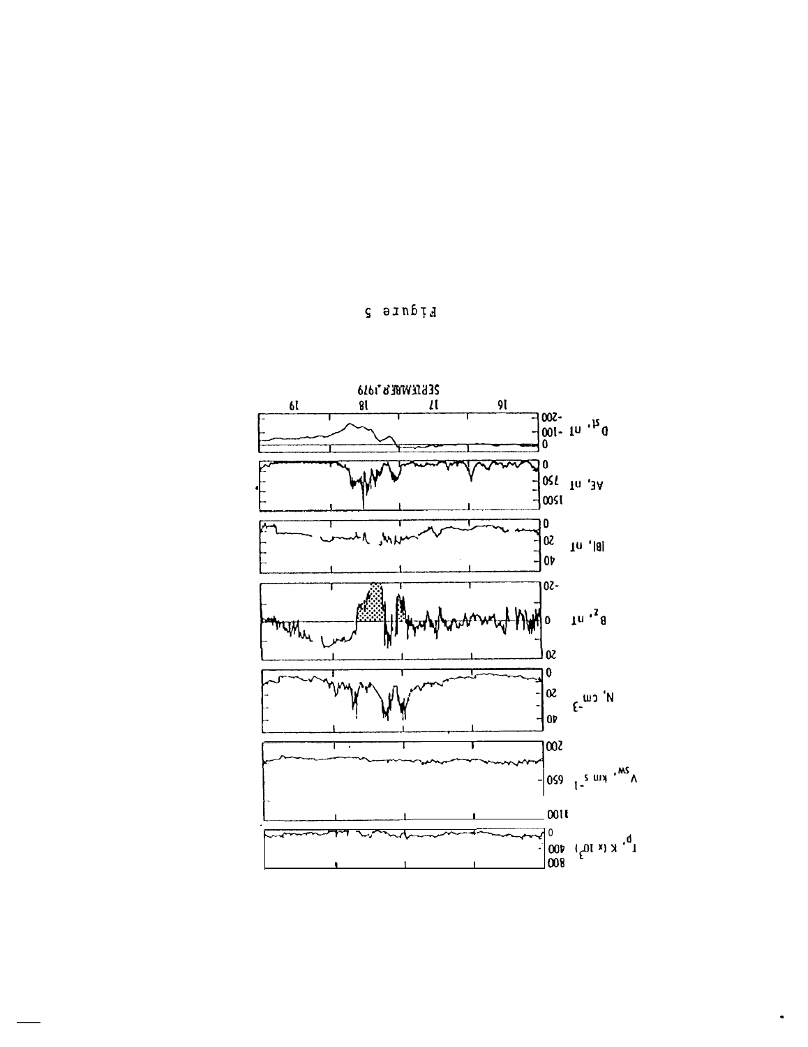Figure 5

SEPTEMBER,1979

16 17 18 19

$D_{st}$, nT

0

-100

-200

AE, nT

0

750

1500

|B|, nT

0

20

40

$B_z$, nT

-20

0

20

N, $cm^{-3}$

0

20

40

$V_{sw}$, km $s^{-1}$

200

650

1100

$T_p$, K (x $10^3$)

0

400

800